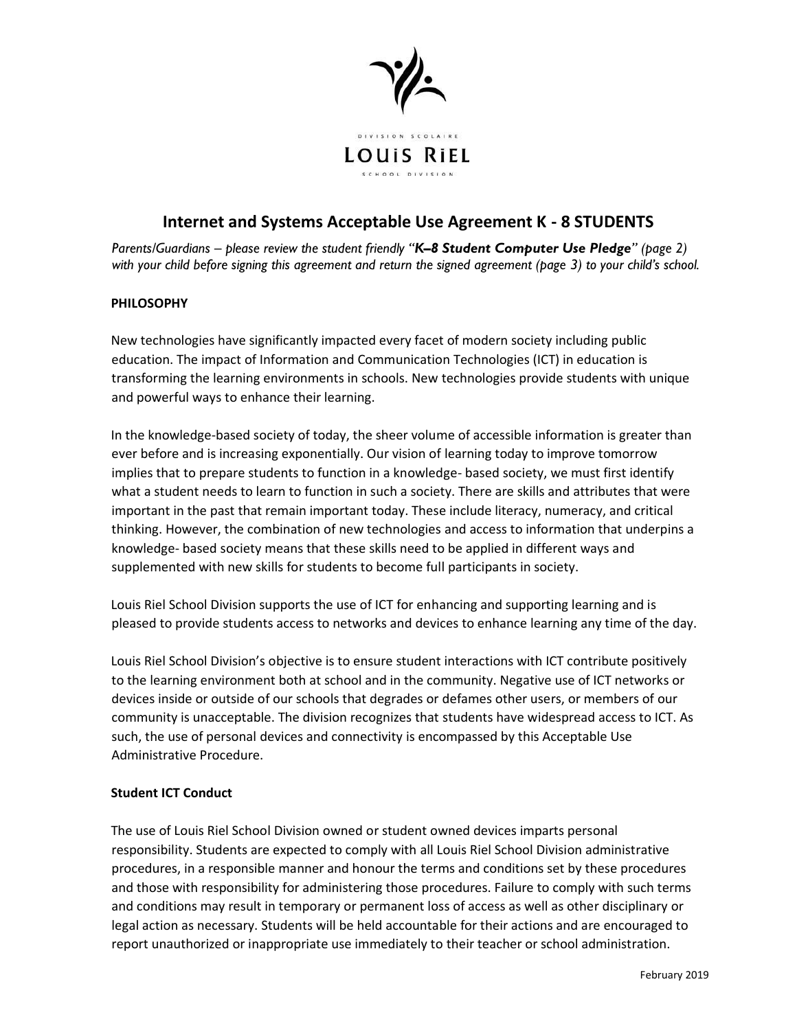DIVISION SCOLAIRE

LOUIS RIEL

SCHOOL DIVISION

# Internet and Systems Acceptable Use Agreement K - 8 STUDENTS

*Parents/Guardians – please review the student friendly "**K–8 Student Computer Use Pledge**" (page 2) with your child before signing this agreement and return the signed agreement (page 3) to your child's school.*

## PHILOSOPHY

New technologies have significantly impacted every facet of modern society including public education. The impact of Information and Communication Technologies (ICT) in education is transforming the learning environments in schools. New technologies provide students with unique and powerful ways to enhance their learning.

In the knowledge-based society of today, the sheer volume of accessible information is greater than ever before and is increasing exponentially. Our vision of learning today to improve tomorrow implies that to prepare students to function in a knowledge- based society, we must first identify what a student needs to learn to function in such a society. There are skills and attributes that were important in the past that remain important today. These include literacy, numeracy, and critical thinking. However, the combination of new technologies and access to information that underpins a knowledge- based society means that these skills need to be applied in different ways and supplemented with new skills for students to become full participants in society.

Louis Riel School Division supports the use of ICT for enhancing and supporting learning and is pleased to provide students access to networks and devices to enhance learning any time of the day.

Louis Riel School Division's objective is to ensure student interactions with ICT contribute positively to the learning environment both at school and in the community. Negative use of ICT networks or devices inside or outside of our schools that degrades or defames other users, or members of our community is unacceptable. The division recognizes that students have widespread access to ICT. As such, the use of personal devices and connectivity is encompassed by this Acceptable Use Administrative Procedure.

## Student ICT Conduct

The use of Louis Riel School Division owned or student owned devices imparts personal responsibility. Students are expected to comply with all Louis Riel School Division administrative procedures, in a responsible manner and honour the terms and conditions set by these procedures and those with responsibility for administering those procedures. Failure to comply with such terms and conditions may result in temporary or permanent loss of access as well as other disciplinary or legal action as necessary. Students will be held accountable for their actions and are encouraged to report unauthorized or inappropriate use immediately to their teacher or school administration.

February 2019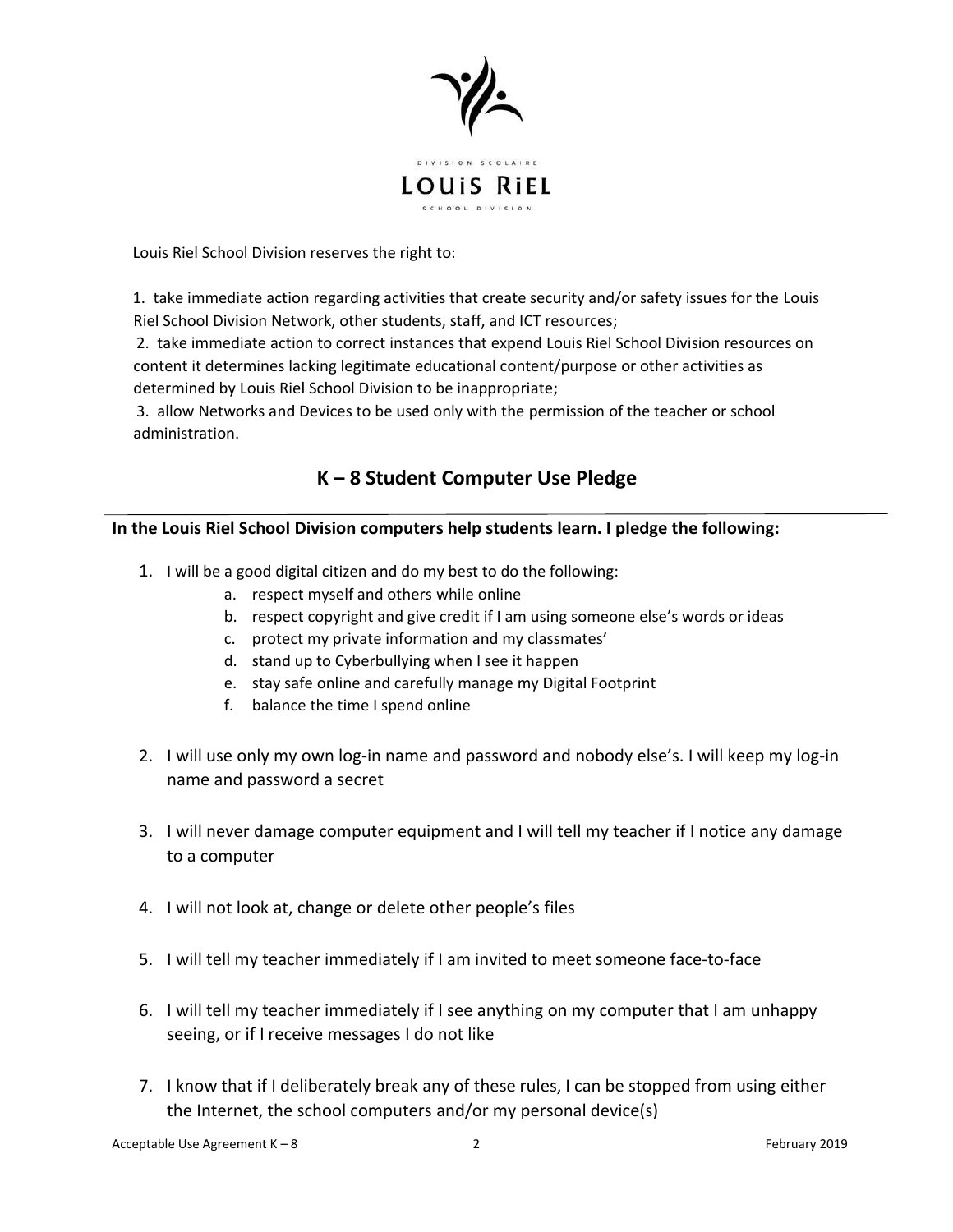Louis Riel School Division reserves the right to:

1. take immediate action regarding activities that create security and/or safety issues for the Louis Riel School Division Network, other students, staff, and ICT resources;
2. take immediate action to correct instances that expend Louis Riel School Division resources on content it determines lacking legitimate educational content/purpose or other activities as determined by Louis Riel School Division to be inappropriate;
3. allow Networks and Devices to be used only with the permission of the teacher or school administration.

## K – 8 Student Computer Use Pledge

**In the Louis Riel School Division computers help students learn. I pledge the following:**

1. I will be a good digital citizen and do my best to do the following:
   a. respect myself and others while online
   b. respect copyright and give credit if I am using someone else's words or ideas
   c. protect my private information and my classmates'
   d. stand up to Cyberbullying when I see it happen
   e. stay safe online and carefully manage my Digital Footprint
   f. balance the time I spend online
2. I will use only my own log-in name and password and nobody else's. I will keep my log-in name and password a secret
3. I will never damage computer equipment and I will tell my teacher if I notice any damage to a computer
4. I will not look at, change or delete other people's files
5. I will tell my teacher immediately if I am invited to meet someone face-to-face
6. I will tell my teacher immediately if I see anything on my computer that I am unhappy seeing, or if I receive messages I do not like
7. I know that if I deliberately break any of these rules, I can be stopped from using either the Internet, the school computers and/or my personal device(s)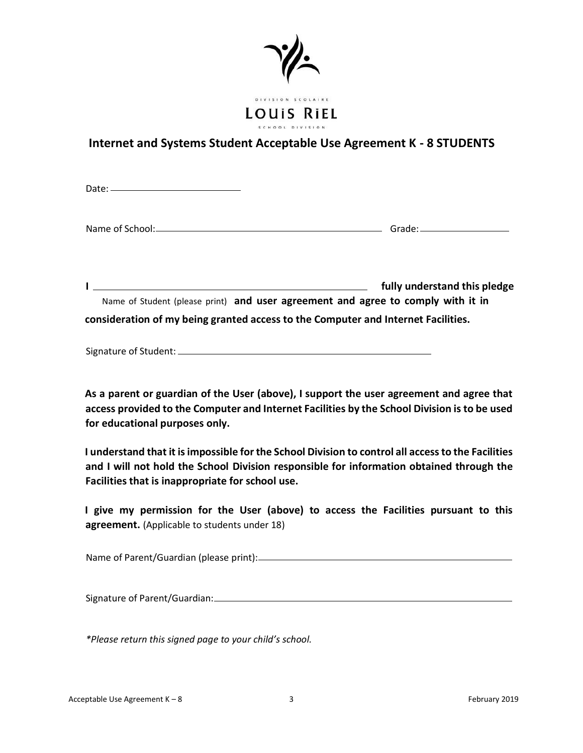DIVISION SCOLAIRE

LOUIS RIEL

SCHOOL DIVISION

## Internet and Systems Student Acceptable Use Agreement K - 8 STUDENTS

Date: ____________________

Name of School: ________________________________ Grade: ______________

**I** ________________________________________ **fully understand this pledge**
Name of Student (please print) **and user agreement and agree to comply with it in consideration of my being granted access to the Computer and Internet Facilities.**

Signature of Student: ________________________________________

**As a parent or guardian of the User (above), I support the user agreement and agree that access provided to the Computer and Internet Facilities by the School Division is to be used for educational purposes only.**

**I understand that it is impossible for the School Division to control all access to the Facilities and I will not hold the School Division responsible for information obtained through the Facilities that is inappropriate for school use.**

**I give my permission for the User (above) to access the Facilities pursuant to this agreement.** (Applicable to students under 18)

Name of Parent/Guardian (please print): ________________________________________

Signature of Parent/Guardian: ________________________________________

*\*Please return this signed page to your child's school.*